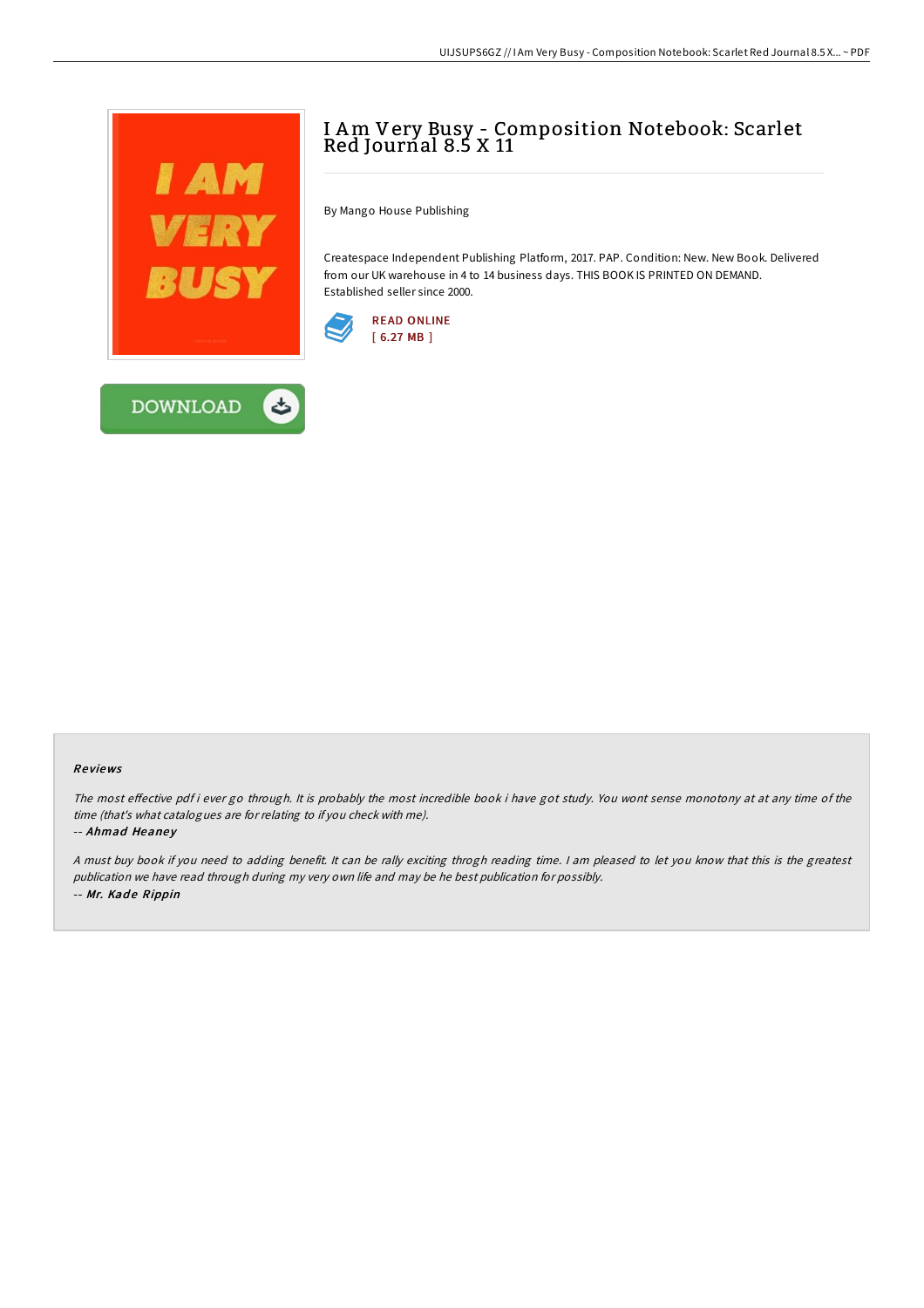# I Am Very Busy - Composition Notebook: Scarlet Red Journal 8.5 X 11

By Mango House Publishing

Createspace Independent Publishing Platform, 2017. PAP. Condition: New. New Book. Delivered from our UK warehouse in 4 to 14 business days. THIS BOOK IS PRINTED ON DEMAND. Established seller since 2000.

READ ONLINE
[ 6.27 MB ]

DOWNLOAD

## Reviews

*The most effective pdf i ever go through. It is probably the most incredible book i have got study. You wont sense monotony at at any time of the time (that's what catalogues are for relating to if you check with me).*

*-- Ahmad Heaney*

*A must buy book if you need to adding benefit. It can be rally exciting throgh reading time. I am pleased to let you know that this is the greatest publication we have read through during my very own life and may be he best publication for possibly.*

*-- Mr. Kade Rippin*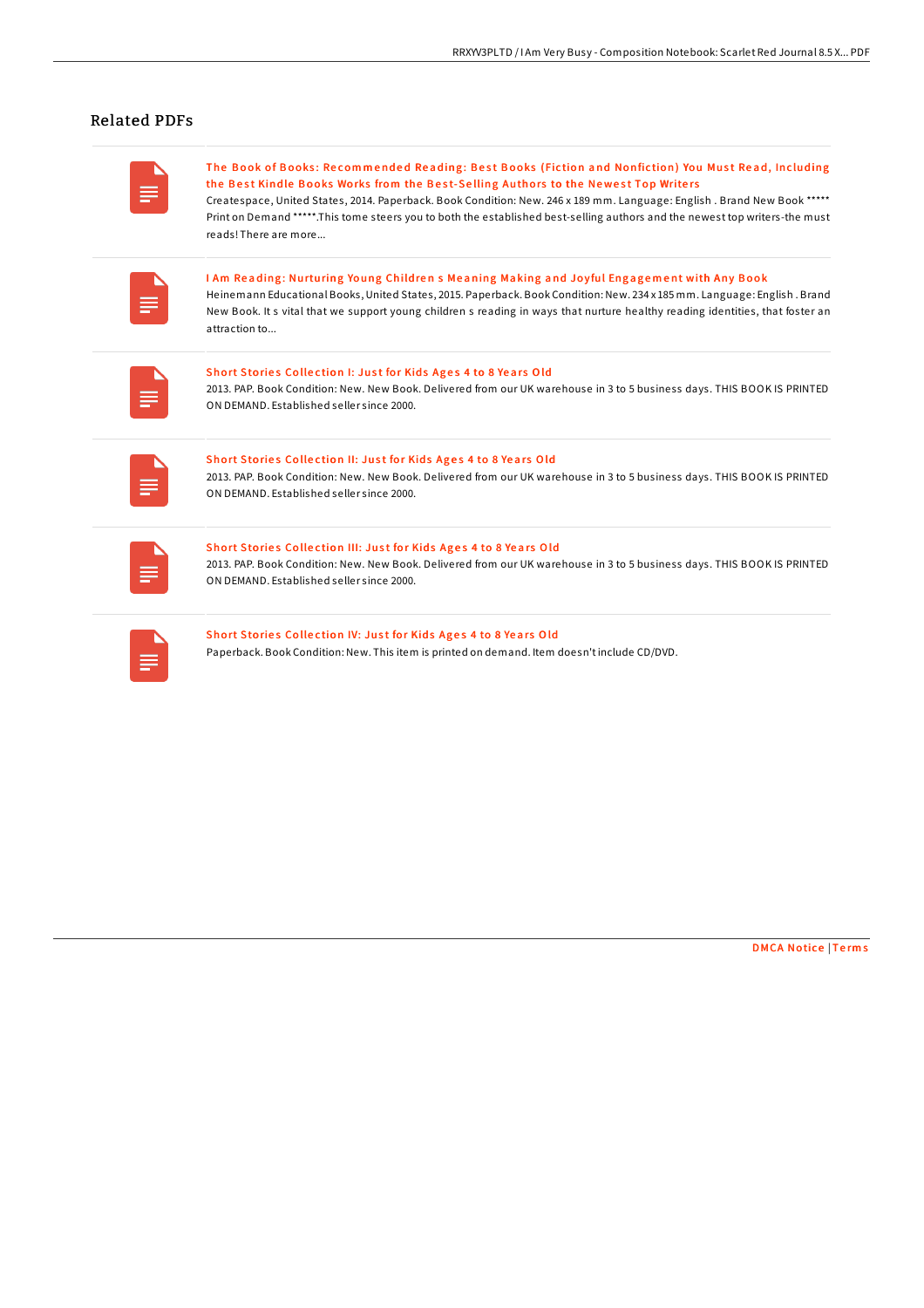## Related PDFs

**The Book of Books: Recommended Reading: Best Books (Fiction and Nonfiction) You Must Read, Including the Best Kindle Books Works from the Best-Selling Authors to the Newest Top Writers**

Createspace, United States, 2014. Paperback. Book Condition: New. 246 x 189 mm. Language: English . Brand New Book ***** Print on Demand *****.This tome steers you to both the established best-selling authors and the newest top writers-the must reads! There are more...

**I Am Reading: Nurturing Young Children s Meaning Making and Joyful Engagement with Any Book**

Heinemann Educational Books, United States, 2015. Paperback. Book Condition: New. 234 x 185 mm. Language: English . Brand New Book. It s vital that we support young children s reading in ways that nurture healthy reading identities, that foster an attraction to...

**Short Stories Collection I: Just for Kids Ages 4 to 8 Years Old**

2013. PAP. Book Condition: New. New Book. Delivered from our UK warehouse in 3 to 5 business days. THIS BOOK IS PRINTED ON DEMAND. Established seller since 2000.

**Short Stories Collection II: Just for Kids Ages 4 to 8 Years Old**

2013. PAP. Book Condition: New. New Book. Delivered from our UK warehouse in 3 to 5 business days. THIS BOOK IS PRINTED ON DEMAND. Established seller since 2000.

**Short Stories Collection III: Just for Kids Ages 4 to 8 Years Old**

2013. PAP. Book Condition: New. New Book. Delivered from our UK warehouse in 3 to 5 business days. THIS BOOK IS PRINTED ON DEMAND. Established seller since 2000.

**Short Stories Collection IV: Just for Kids Ages 4 to 8 Years Old**

Paperback. Book Condition: New. This item is printed on demand. Item doesn't include CD/DVD.